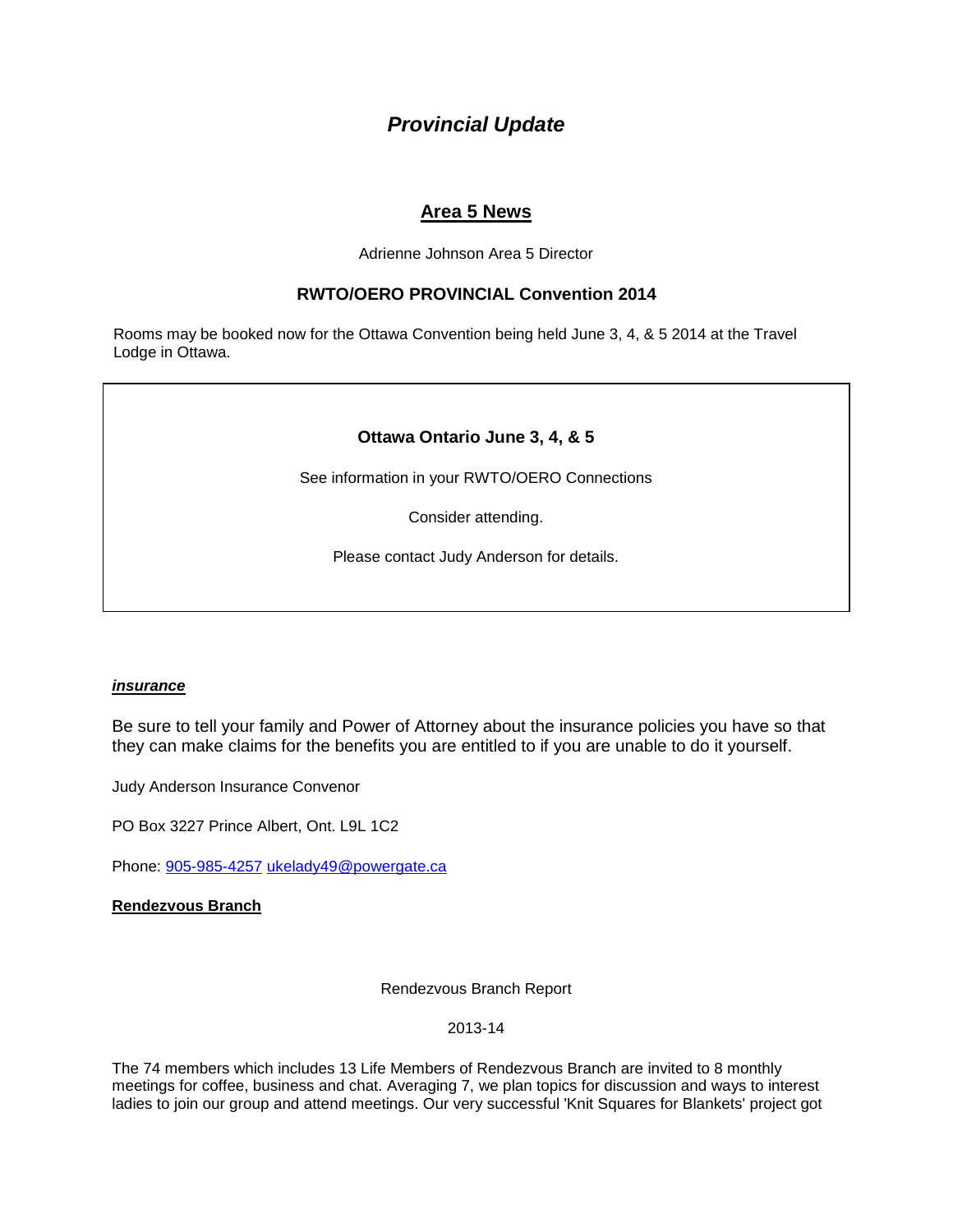# *Provincial Update*

## Area 5 News

Adrienne Johnson Area 5 Director

### RWTO/OERO PROVINCIAL Convention 2014

Rooms may be booked now for the Ottawa Convention being held June 3, 4, & 5 2014 at the Travel Lodge in Ottawa.

**Ottawa Ontario June 3, 4, & 5**

See information in your RWTO/OERO Connections

Consider attending.

Please contact Judy Anderson for details.

***insurance***

Be sure to tell your family and Power of Attorney about the insurance policies you have so that they can make claims for the benefits you are entitled to if you are unable to do it yourself.

Judy Anderson Insurance Convenor

PO Box 3227 Prince Albert, Ont. L9L 1C2

Phone: 905-985-4257 ukelady49@powergate.ca

**Rendezvous Branch**

Rendezvous Branch Report

2013-14

The 74 members which includes 13 Life Members of Rendezvous Branch are invited to 8 monthly meetings for coffee, business and chat. Averaging 7, we plan topics for discussion and ways to interest ladies to join our group and attend meetings. Our very successful 'Knit Squares for Blankets' project got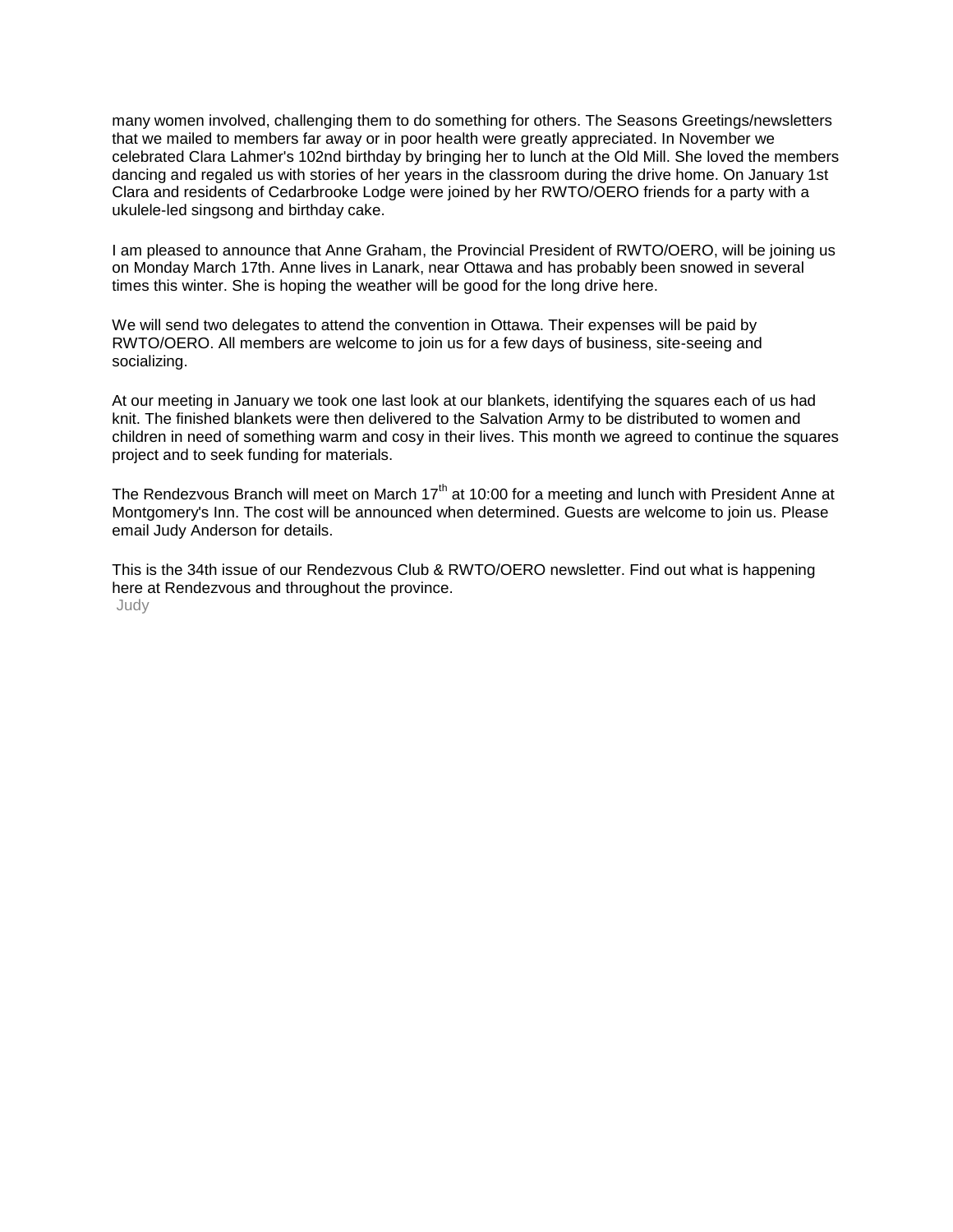many women involved, challenging them to do something for others. The Seasons Greetings/newsletters that we mailed to members far away or in poor health were greatly appreciated. In November we celebrated Clara Lahmer's 102nd birthday by bringing her to lunch at the Old Mill. She loved the members dancing and regaled us with stories of her years in the classroom during the drive home. On January 1st Clara and residents of Cedarbrooke Lodge were joined by her RWTO/OERO friends for a party with a ukulele-led singsong and birthday cake.

I am pleased to announce that Anne Graham, the Provincial President of RWTO/OERO, will be joining us on Monday March 17th. Anne lives in Lanark, near Ottawa and has probably been snowed in several times this winter. She is hoping the weather will be good for the long drive here.

We will send two delegates to attend the convention in Ottawa. Their expenses will be paid by RWTO/OERO. All members are welcome to join us for a few days of business, site-seeing and socializing.

At our meeting in January we took one last look at our blankets, identifying the squares each of us had knit. The finished blankets were then delivered to the Salvation Army to be distributed to women and children in need of something warm and cosy in their lives. This month we agreed to continue the squares project and to seek funding for materials.

The Rendezvous Branch will meet on March 17th at 10:00 for a meeting and lunch with President Anne at Montgomery's Inn. The cost will be announced when determined. Guests are welcome to join us. Please email Judy Anderson for details.

This is the 34th issue of our Rendezvous Club & RWTO/OERO newsletter. Find out what is happening here at Rendezvous and throughout the province.

Judy